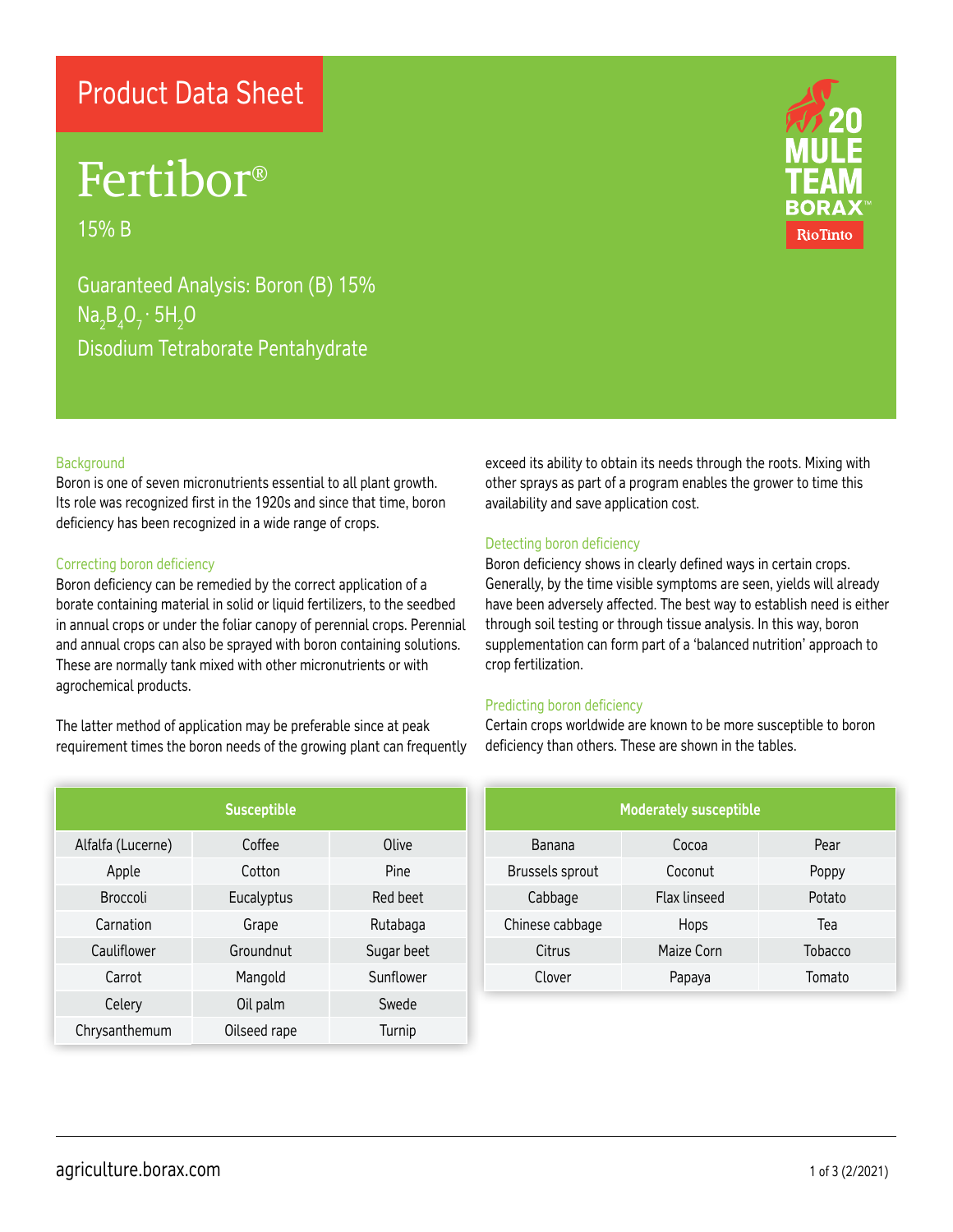Product Data Sheet

# Fertibor®

15% B

Guaranteed Analysis: Boron (B) 15%

$Na_2B_4O_7 \cdot 5H_2O$

Disodium Tetraborate Pentahydrate

20 MULE TEAM BORAX™

RioTinto

## Background

Boron is one of seven micronutrients essential to all plant growth. Its role was recognized first in the 1920s and since that time, boron deficiency has been recognized in a wide range of crops.

## Correcting boron deficiency

Boron deficiency can be remedied by the correct application of a borate containing material in solid or liquid fertilizers, to the seedbed in annual crops or under the foliar canopy of perennial crops. Perennial and annual crops can also be sprayed with boron containing solutions. These are normally tank mixed with other micronutrients or with agrochemical products.

The latter method of application may be preferable since at peak requirement times the boron needs of the growing plant can frequently exceed its ability to obtain its needs through the roots. Mixing with other sprays as part of a program enables the grower to time this availability and save application cost.

## Detecting boron deficiency

Boron deficiency shows in clearly defined ways in certain crops. Generally, by the time visible symptoms are seen, yields will already have been adversely affected. The best way to establish need is either through soil testing or through tissue analysis. In this way, boron supplementation can form part of a 'balanced nutrition' approach to crop fertilization.

## Predicting boron deficiency

Certain crops worldwide are known to be more susceptible to boron deficiency than others. These are shown in the tables.

| Susceptible | | |
|---|---|---|
| Alfalfa (Lucerne) | Coffee | Olive |
| Apple | Cotton | Pine |
| Broccoli | Eucalyptus | Red beet |
| Carnation | Grape | Rutabaga |
| Cauliflower | Groundnut | Sugar beet |
| Carrot | Mangold | Sunflower |
| Celery | Oil palm | Swede |
| Chrysanthemum | Oilseed rape | Turnip |

| Moderately susceptible | | |
|---|---|---|
| Banana | Cocoa | Pear |
| Brussels sprout | Coconut | Poppy |
| Cabbage | Flax linseed | Potato |
| Chinese cabbage | Hops | Tea |
| Citrus | Maize Corn | Tobacco |
| Clover | Papaya | Tomato |

agriculture.borax.com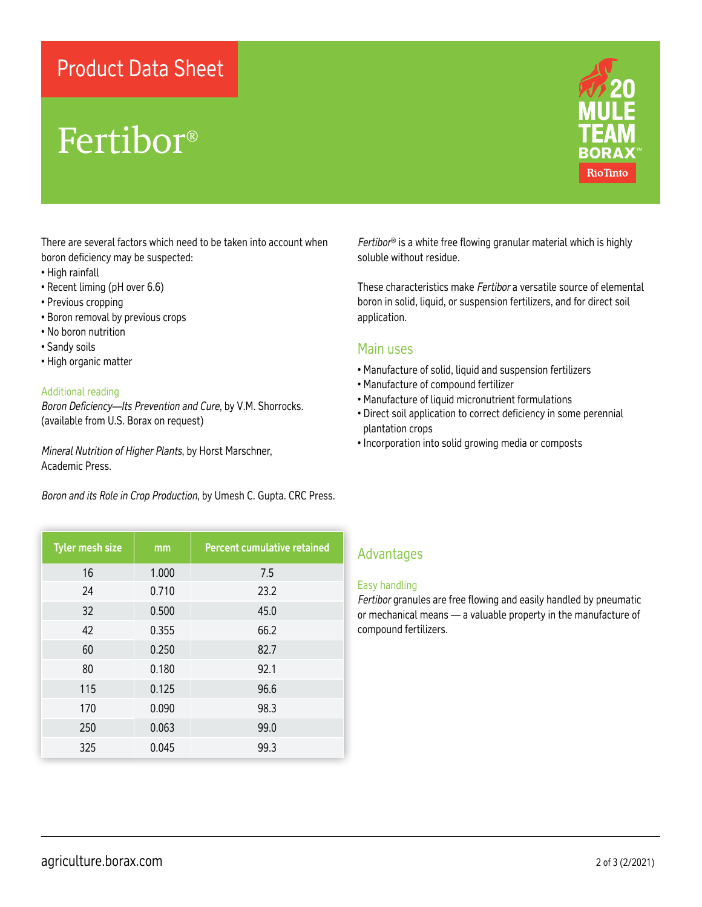## Product Data Sheet

# Fertibor®

There are several factors which need to be taken into account when boron deficiency may be suspected:

- High rainfall
- Recent liming (pH over 6.6)
- Previous cropping
- Boron removal by previous crops
- No boron nutrition
- Sandy soils
- High organic matter

### Additional reading

*Boron Deficiency—Its Prevention and Cure*, by V.M. Shorrocks. (available from U.S. Borax on request)

*Mineral Nutrition of Higher Plants*, by Horst Marschner, Academic Press.

*Boron and its Role in Crop Production*, by Umesh C. Gupta. CRC Press.

*Fertibor*® is a white free flowing granular material which is highly soluble without residue.

These characteristics make *Fertibor* a versatile source of elemental boron in solid, liquid, or suspension fertilizers, and for direct soil application.

## Main uses

- Manufacture of solid, liquid and suspension fertilizers
- Manufacture of compound fertilizer
- Manufacture of liquid micronutrient formulations
- Direct soil application to correct deficiency in some perennial plantation crops
- Incorporation into solid growing media or composts

| Tyler mesh size | mm | Percent cumulative retained |
|---|---|---|
| 16 | 1.000 | 7.5 |
| 24 | 0.710 | 23.2 |
| 32 | 0.500 | 45.0 |
| 42 | 0.355 | 66.2 |
| 60 | 0.250 | 82.7 |
| 80 | 0.180 | 92.1 |
| 115 | 0.125 | 96.6 |
| 170 | 0.090 | 98.3 |
| 250 | 0.063 | 99.0 |
| 325 | 0.045 | 99.3 |

## Advantages

### Easy handling

*Fertibor* granules are free flowing and easily handled by pneumatic or mechanical means — a valuable property in the manufacture of compound fertilizers.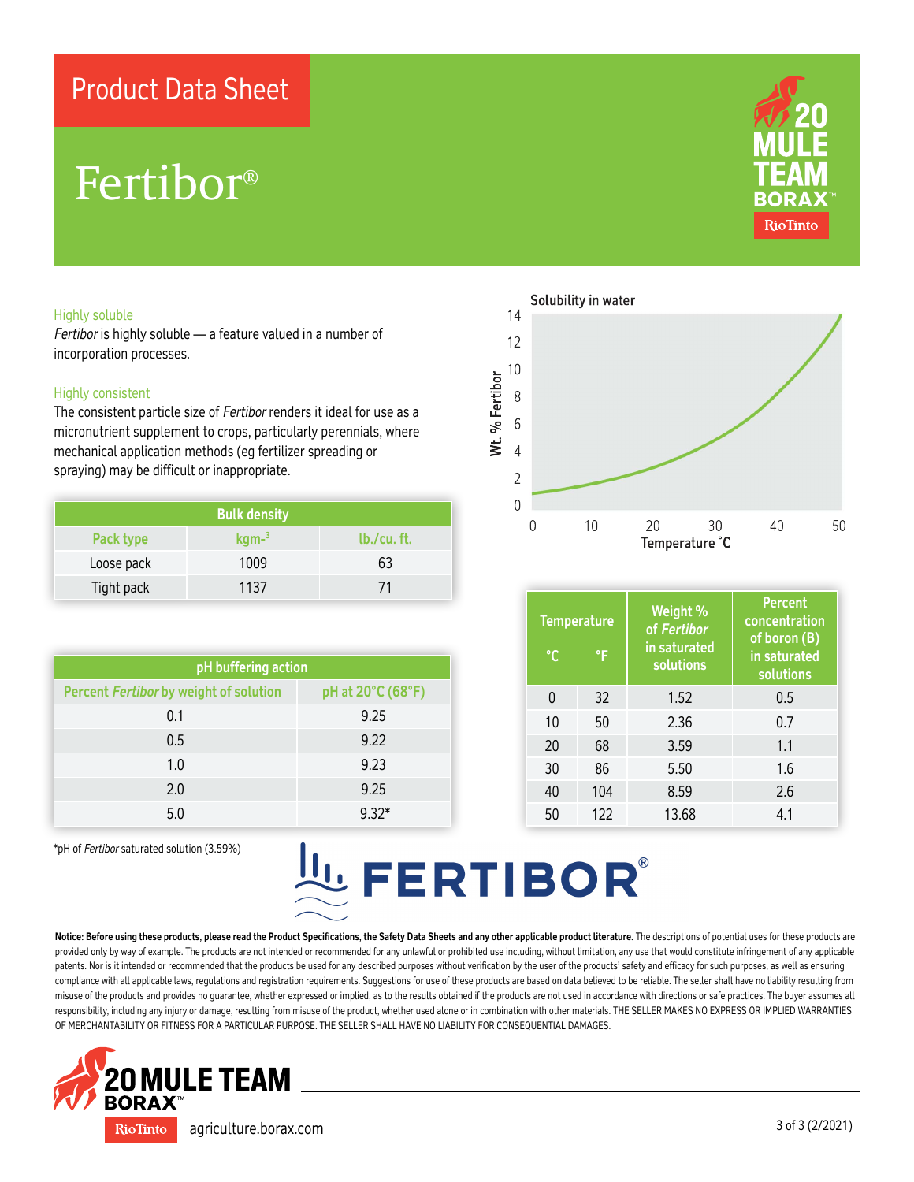Product Data Sheet

# Fertibor®

### Highly soluble

*Fertibor* is highly soluble — a feature valued in a number of incorporation processes.

### Highly consistent

The consistent particle size of *Fertibor* renders it ideal for use as a micronutrient supplement to crops, particularly perennials, where mechanical application methods (eg fertilizer spreading or spraying) may be difficult or inappropriate.

| Bulk density | | |
|---|---|---|
| Pack type | $kgm^{-3}$ | lb./cu. ft. |
| Loose pack | 1009 | 63 |
| Tight pack | 1137 | 71 |

| pH buffering action | |
|---|---|
| Percent *Fertibor* by weight of solution | pH at 20°C (68°F) |
| 0.1 | 9.25 |
| 0.5 | 9.22 |
| 1.0 | 9.23 |
| 2.0 | 9.25 |
| 5.0 | 9.32* |

*pH of *Fertibor* saturated solution (3.59%)

Solubility in water

Wt. % Fertibor

14
12
10
8
6
4
2
0

0 10 20 30 40 50

Temperature °C

| Temperature | | Weight % of *Fertibor* in saturated solutions | Percent concentration of boron (B) in saturated solutions |
|---|---|---|---|
| °C | °F | | |
| 0 | 32 | 1.52 | 0.5 |
| 10 | 50 | 2.36 | 0.7 |
| 20 | 68 | 3.59 | 1.1 |
| 30 | 86 | 5.50 | 1.6 |
| 40 | 104 | 8.59 | 2.6 |
| 50 | 122 | 13.68 | 4.1 |

FERTIBOR®

**Notice: Before using these products, please read the Product Specifications, the Safety Data Sheets and any other applicable product literature.** The descriptions of potential uses for these products are provided only by way of example. The products are not intended or recommended for any unlawful or prohibited use including, without limitation, any use that would constitute infringement of any applicable patents. Nor is it intended or recommended that the products be used for any described purposes without verification by the user of the products' safety and efficacy for such purposes, as well as ensuring compliance with all applicable laws, regulations and registration requirements. Suggestions for use of these products are based on data believed to be reliable. The seller shall have no liability resulting from misuse of the products and provides no guarantee, whether expressed or implied, as to the results obtained if the products are not used in accordance with directions or safe practices. The buyer assumes all responsibility, including any injury or damage, resulting from misuse of the product, whether used alone or in combination with other materials. THE SELLER MAKES NO EXPRESS OR IMPLIED WARRANTIES OF MERCHANTABILITY OR FITNESS FOR A PARTICULAR PURPOSE. THE SELLER SHALL HAVE NO LIABILITY FOR CONSEQUENTIAL DAMAGES.

20 MULE TEAM BORAX™ RioTinto

agriculture.borax.com